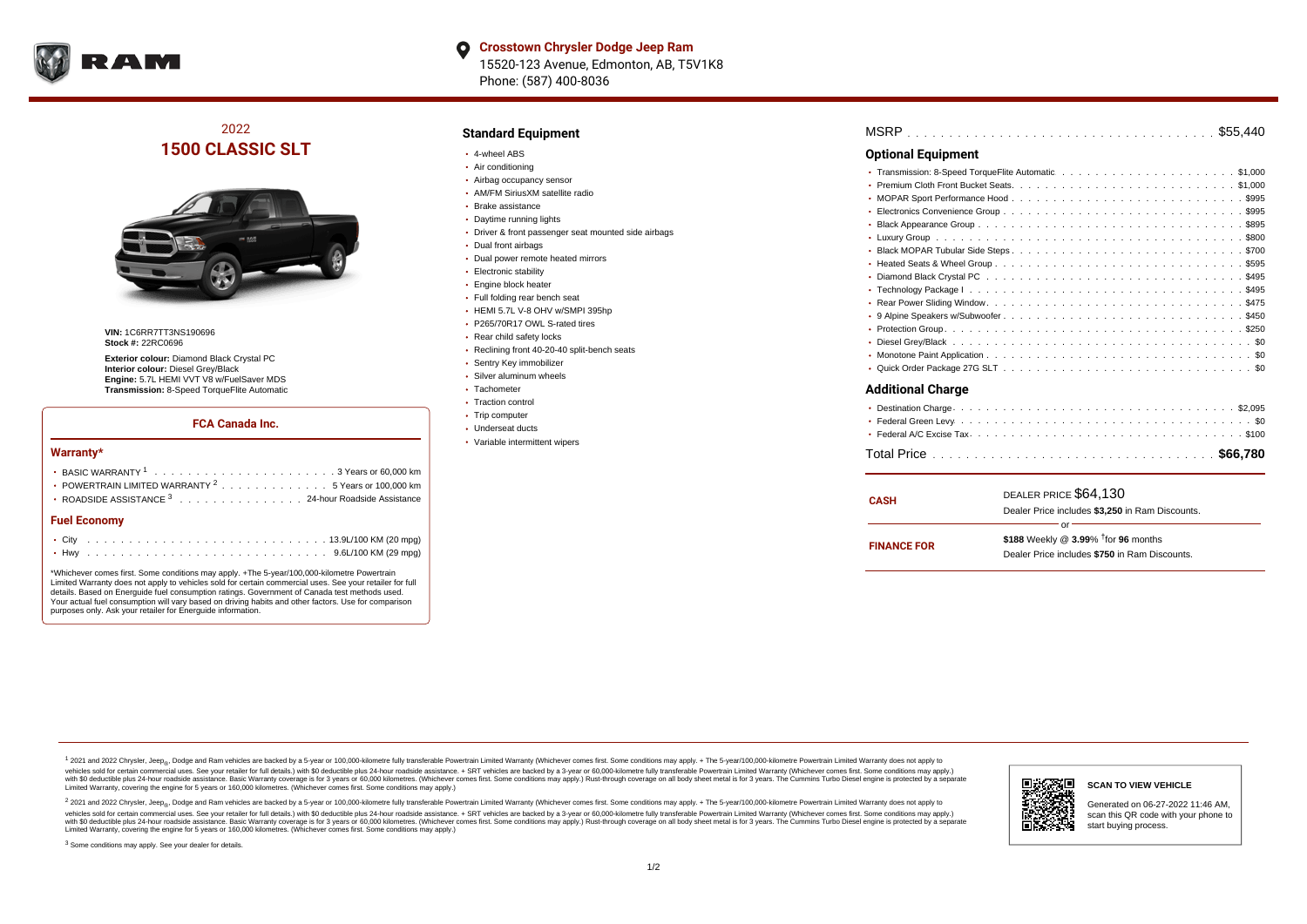**Crosstown Chrysler Dodge Jeep Ram**
15520-123 Avenue, Edmonton, AB, T5V1K8
Phone: (587) 400-8036

# 2022
# 1500 CLASSIC SLT

**VIN:** 1C6RR7TT3NS190696
**Stock #:** 22RC0696

**Exterior colour:** Diamond Black Crystal PC
**Interior colour:** Diesel Grey/Black
**Engine:** 5.7L HEMI VVT V8 w/FuelSaver MDS
**Transmission:** 8-Speed TorqueFlite Automatic

### FCA Canada Inc.

#### Warranty*

- BASIC WARRANTY [1] . . . 3 Years or 60,000 km
- POWERTRAIN LIMITED WARRANTY [2] . . . 5 Years or 100,000 km
- ROADSIDE ASSISTANCE [3] . . . 24-hour Roadside Assistance

#### Fuel Economy

- City . . . 13.9L/100 KM (20 mpg)
- Hwy . . . 9.6L/100 KM (29 mpg)

*Whichever comes first. Some conditions may apply. +The 5-year/100,000-kilometre Powertrain Limited Warranty does not apply to vehicles sold for certain commercial uses. See your retailer for full details. Based on Energuide fuel consumption ratings. Government of Canada test methods used. Your actual fuel consumption will vary based on driving habits and other factors. Use for comparison purposes only. Ask your retailer for Energuide information.

## Standard Equipment

- 4-wheel ABS
- Air conditioning
- Airbag occupancy sensor
- AM/FM SiriusXM satellite radio
- Brake assistance
- Daytime running lights
- Driver & front passenger seat mounted side airbags
- Dual front airbags
- Dual power remote heated mirrors
- Electronic stability
- Engine block heater
- Full folding rear bench seat
- HEMI 5.7L V-8 OHV w/SMPI 395hp
- P265/70R17 OWL S-rated tires
- Rear child safety locks
- Reclining front 40-20-40 split-bench seats
- Sentry Key immobilizer
- Silver aluminum wheels
- Tachometer
- Traction control
- Trip computer
- Underseat ducts
- Variable intermittent wipers

MSRP . . . $55,440

## Optional Equipment

- Transmission: 8-Speed TorqueFlite Automatic . . . $1,000
- Premium Cloth Front Bucket Seats . . . $1,000
- MOPAR Sport Performance Hood . . . $995
- Electronics Convenience Group . . . $995
- Black Appearance Group . . . $895
- Luxury Group . . . $800
- Black MOPAR Tubular Side Steps . . . $700
- Heated Seats & Wheel Group . . . $595
- Diamond Black Crystal PC . . . $495
- Technology Package I . . . $495
- Rear Power Sliding Window . . . $475
- 9 Alpine Speakers w/Subwoofer . . . $450
- Protection Group . . . $250
- Diesel Grey/Black . . . $0
- Monotone Paint Application . . . $0
- Quick Order Package 27G SLT . . . $0

## Additional Charge

- Destination Charge . . . $2,095
- Federal Green Levy . . . $0
- Federal A/C Excise Tax . . . $100

Total Price . . . **$66,780**

| | |
|---|---|
| **CASH** | DEALER PRICE $64,130<br>Dealer Price includes **$3,250** in Ram Discounts. |
| | or |
| **FINANCE FOR** | **$188** Weekly @ **3.99**% †for **96** months<br>Dealer Price includes **$750** in Ram Discounts. |

[1] 2021 and 2022 Chrysler, Jeep®, Dodge and Ram vehicles are backed by a 5-year or 100,000-kilometre fully transferable Powertrain Limited Warranty (Whichever comes first. Some conditions may apply. + The 5-year/100,000-kilometre Powertrain Limited Warranty does not apply to vehicles sold for certain commercial uses. See your retailer for full details.) with $0 deductible plus 24-hour roadside assistance. + SRT vehicles are backed by a 3-year or 60,000-kilometre fully transferable Powertrain Limited Warranty (Whichever comes first. Some conditions may apply.) with $0 deductible plus 24-hour roadside assistance. Basic Warranty coverage is for 3 years or 60,000 kilometres. (Whichever comes first. Some conditions may apply.) Rust-through coverage on all body sheet metal is for 3 years. The Cummins Turbo Diesel engine is protected by a separate Limited Warranty, covering the engine for 5 years or 160,000 kilometres. (Whichever comes first. Some conditions may apply.)

[2] 2021 and 2022 Chrysler, Jeep®, Dodge and Ram vehicles are backed by a 5-year or 100,000-kilometre fully transferable Powertrain Limited Warranty (Whichever comes first. Some conditions may apply. + The 5-year/100,000-kilometre Powertrain Limited Warranty does not apply to vehicles sold for certain commercial uses. See your retailer for full details.) with $0 deductible plus 24-hour roadside assistance. + SRT vehicles are backed by a 3-year or 60,000-kilometre fully transferable Powertrain Limited Warranty (Whichever comes first. Some conditions may apply.) with $0 deductible plus 24-hour roadside assistance. Basic Warranty coverage is for 3 years or 60,000 kilometres. (Whichever comes first. Some conditions may apply.) Rust-through coverage on all body sheet metal is for 3 years. The Cummins Turbo Diesel engine is protected by a separate Limited Warranty, covering the engine for 5 years or 160,000 kilometres. (Whichever comes first. Some conditions may apply.)

[3] Some conditions may apply. See your dealer for details.

**SCAN TO VIEW VEHICLE**

Generated on 06-27-2022 11:46 AM, scan this QR code with your phone to start buying process.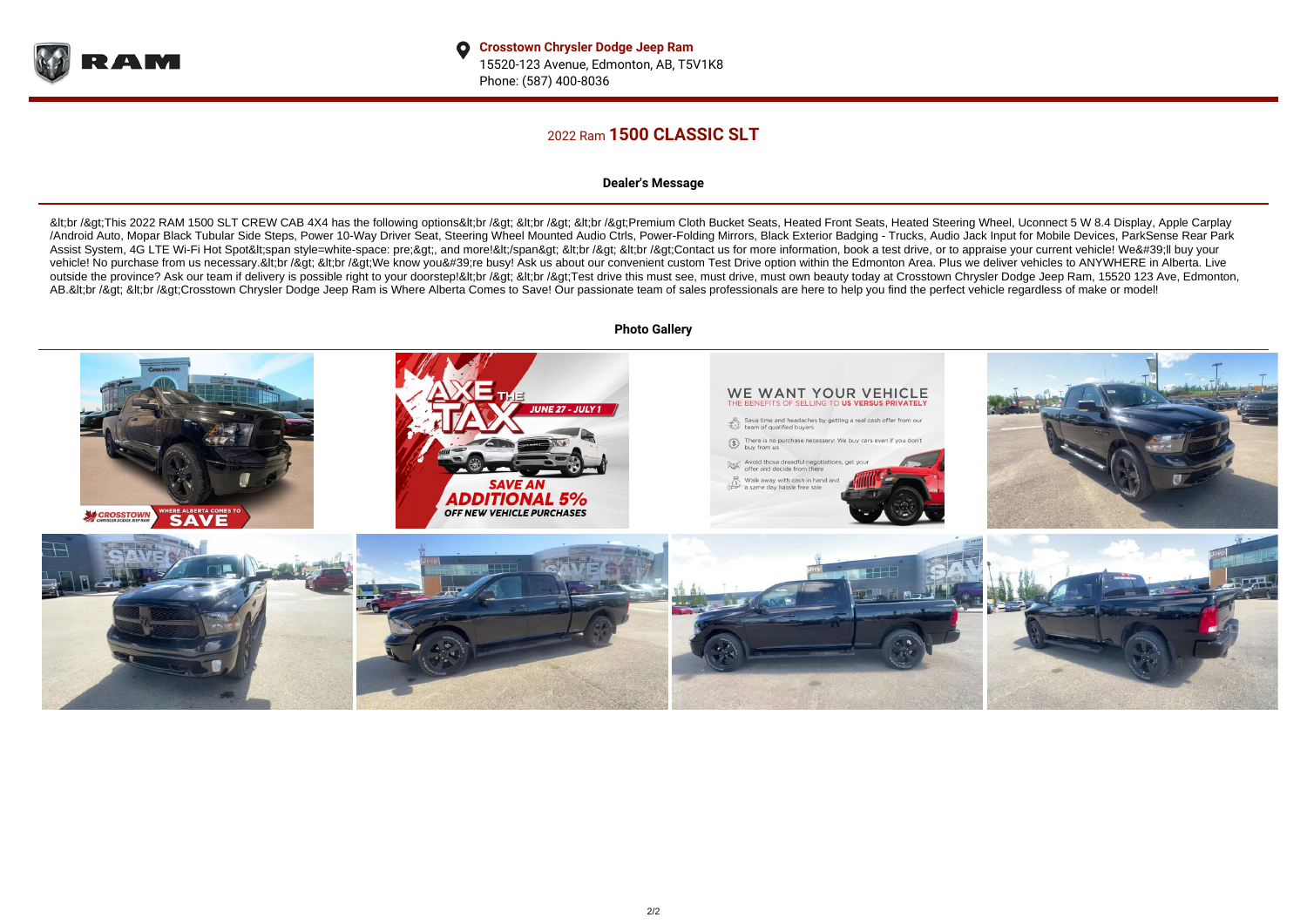Crosstown Chrysler Dodge Jeep Ram
15520-123 Avenue, Edmonton, AB, T5V1K8
Phone: (587) 400-8036

# 2022 Ram **1500 CLASSIC SLT**

## Dealer's Message

&lt;br /&gt;This 2022 RAM 1500 SLT CREW CAB 4X4 has the following options&lt;br /&gt; &lt;br /&gt; &lt;br /&gt;Premium Cloth Bucket Seats, Heated Front Seats, Heated Steering Wheel, Uconnect 5 W 8.4 Display, Apple Carplay /Android Auto, Mopar Black Tubular Side Steps, Power 10-Way Driver Seat, Steering Wheel Mounted Audio Ctrls, Power-Folding Mirrors, Black Exterior Badging - Trucks, Audio Jack Input for Mobile Devices, ParkSense Rear Park Assist System, 4G LTE Wi-Fi Hot Spot&lt;span style=white-space: pre;&gt;, and more!&lt;/span&gt; &lt;br /&gt; &lt;br /&gt;Contact us for more information, book a test drive, or to appraise your current vehicle! We&#39;ll buy your vehicle! No purchase from us necessary.&lt;br /&gt; &lt;br /&gt;We know you&#39;re busy! Ask us about our convenient custom Test Drive option within the Edmonton Area. Plus we deliver vehicles to ANYWHERE in Alberta. Live outside the province? Ask our team if delivery is possible right to your doorstep!&lt;br /&gt; &lt;br /&gt;Test drive this must see, must drive, must own beauty today at Crosstown Chrysler Dodge Jeep Ram, 15520 123 Ave, Edmonton, AB.&lt;br /&gt; &lt;br /&gt;Crosstown Chrysler Dodge Jeep Ram is Where Alberta Comes to Save! Our passionate team of sales professionals are here to help you find the perfect vehicle regardless of make or model!

## Photo Gallery